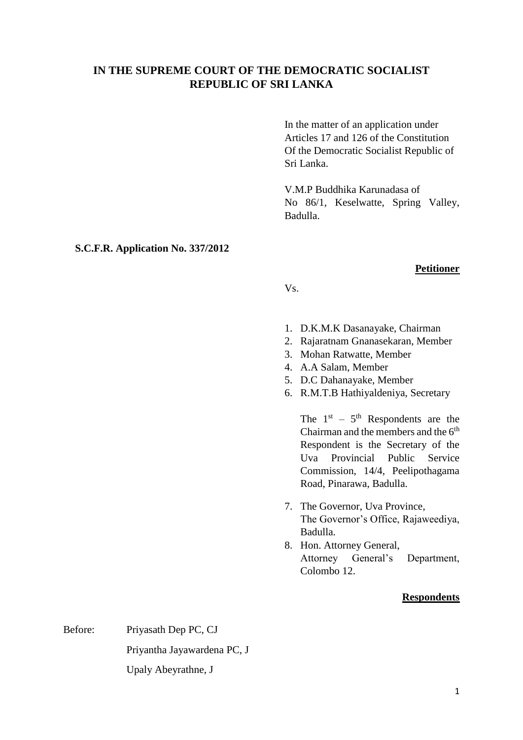# IN THE SUPREME COURT OF THE DEMOCRATIC SOCIALIST REPUBLIC OF SRI LANKA

In the matter of an application under Articles 17 and 126 of the Constitution Of the Democratic Socialist Republic of Sri Lanka.

V.M.P Buddhika Karunadasa of
No 86/1, Keselwatte, Spring Valley, Badulla.

**S.C.F.R. Application No. 337/2012**

**Petitioner**

Vs.

1. D.K.M.K Dasanayake, Chairman
2. Rajaratnam Gnanasekaran, Member
3. Mohan Ratwatte, Member
4. A.A Salam, Member
5. D.C Dahanayake, Member
6. R.M.T.B Hathiyaldeniya, Secretary

   The 1st – 5th Respondents are the Chairman and the members and the 6th Respondent is the Secretary of the Uva Provincial Public Service Commission, 14/4, Peelipothagama Road, Pinarawa, Badulla.

7. The Governor, Uva Province,
   The Governor's Office, Rajaweediya, Badulla.
8. Hon. Attorney General,
   Attorney General's Department, Colombo 12.

**Respondents**

Before: Priyasath Dep PC, CJ

Priyantha Jayawardena PC, J

Upaly Abeyrathne, J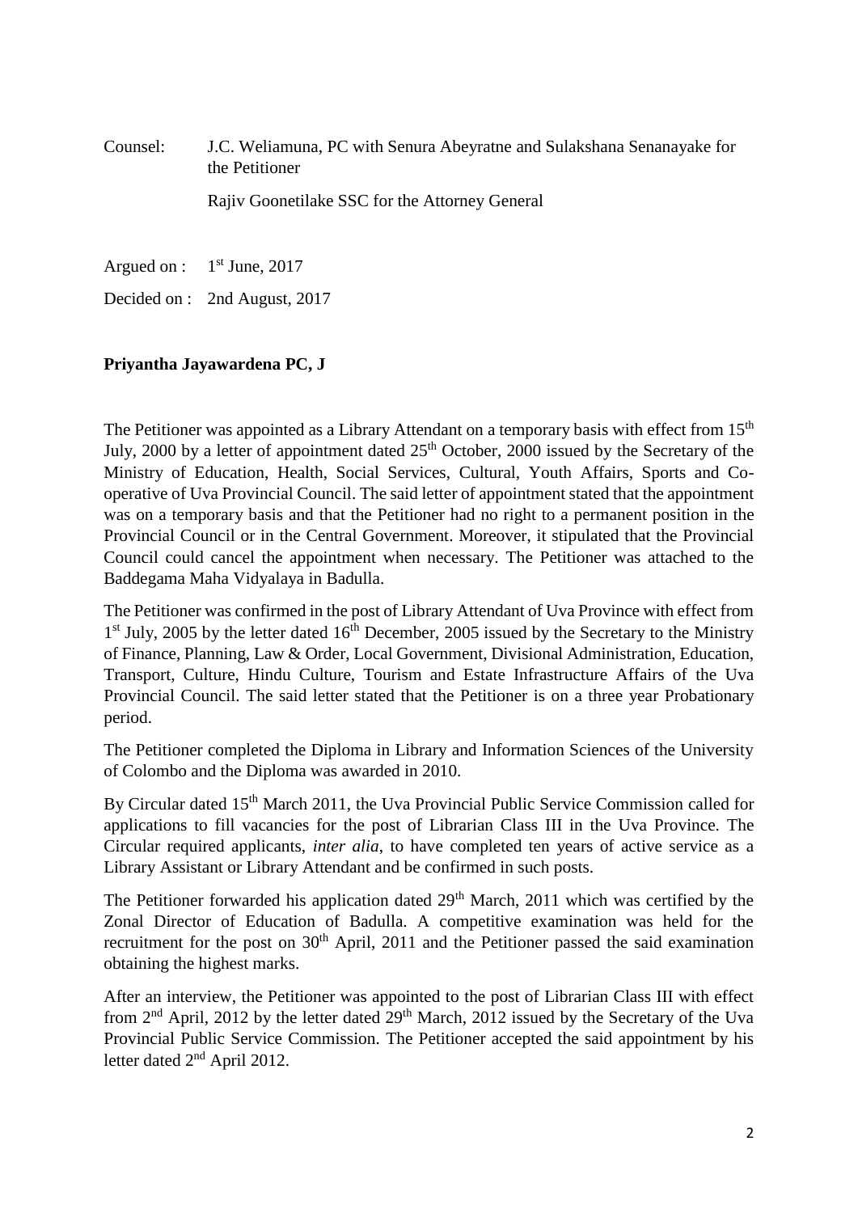Counsel: J.C. Weliamuna, PC with Senura Abeyratne and Sulakshana Senanayake for the Petitioner

Rajiv Goonetilake SSC for the Attorney General

Argued on : 1st June, 2017

Decided on : 2nd August, 2017

**Priyantha Jayawardena PC, J**

The Petitioner was appointed as a Library Attendant on a temporary basis with effect from 15th July, 2000 by a letter of appointment dated 25th October, 2000 issued by the Secretary of the Ministry of Education, Health, Social Services, Cultural, Youth Affairs, Sports and Co-operative of Uva Provincial Council. The said letter of appointment stated that the appointment was on a temporary basis and that the Petitioner had no right to a permanent position in the Provincial Council or in the Central Government. Moreover, it stipulated that the Provincial Council could cancel the appointment when necessary. The Petitioner was attached to the Baddegama Maha Vidyalaya in Badulla.

The Petitioner was confirmed in the post of Library Attendant of Uva Province with effect from 1st July, 2005 by the letter dated 16th December, 2005 issued by the Secretary to the Ministry of Finance, Planning, Law & Order, Local Government, Divisional Administration, Education, Transport, Culture, Hindu Culture, Tourism and Estate Infrastructure Affairs of the Uva Provincial Council. The said letter stated that the Petitioner is on a three year Probationary period.

The Petitioner completed the Diploma in Library and Information Sciences of the University of Colombo and the Diploma was awarded in 2010.

By Circular dated 15th March 2011, the Uva Provincial Public Service Commission called for applications to fill vacancies for the post of Librarian Class III in the Uva Province. The Circular required applicants, *inter alia*, to have completed ten years of active service as a Library Assistant or Library Attendant and be confirmed in such posts.

The Petitioner forwarded his application dated 29th March, 2011 which was certified by the Zonal Director of Education of Badulla. A competitive examination was held for the recruitment for the post on 30th April, 2011 and the Petitioner passed the said examination obtaining the highest marks.

After an interview, the Petitioner was appointed to the post of Librarian Class III with effect from 2nd April, 2012 by the letter dated 29th March, 2012 issued by the Secretary of the Uva Provincial Public Service Commission. The Petitioner accepted the said appointment by his letter dated 2nd April 2012.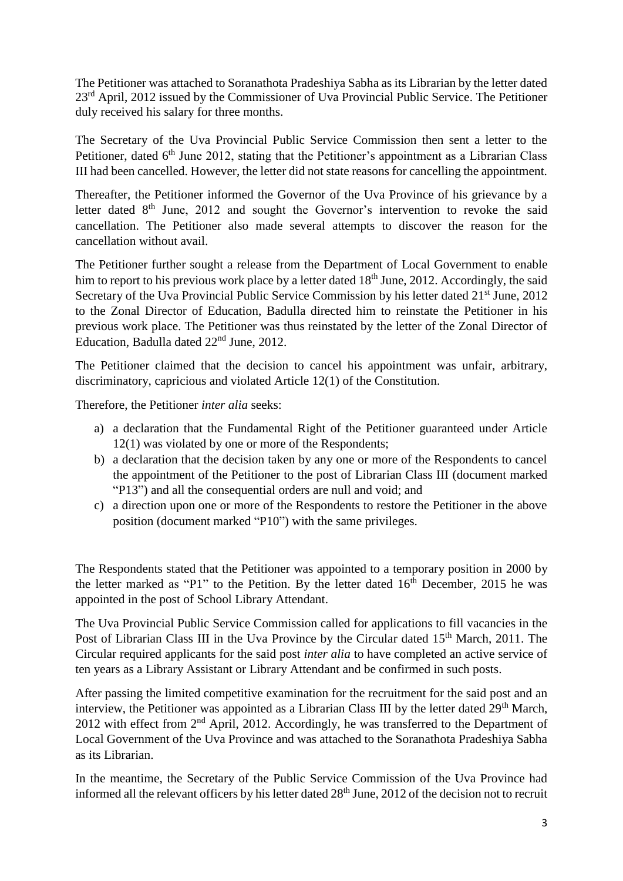The Petitioner was attached to Soranathota Pradeshiya Sabha as its Librarian by the letter dated 23rd April, 2012 issued by the Commissioner of Uva Provincial Public Service. The Petitioner duly received his salary for three months.

The Secretary of the Uva Provincial Public Service Commission then sent a letter to the Petitioner, dated 6th June 2012, stating that the Petitioner's appointment as a Librarian Class III had been cancelled. However, the letter did not state reasons for cancelling the appointment.

Thereafter, the Petitioner informed the Governor of the Uva Province of his grievance by a letter dated 8th June, 2012 and sought the Governor's intervention to revoke the said cancellation. The Petitioner also made several attempts to discover the reason for the cancellation without avail.

The Petitioner further sought a release from the Department of Local Government to enable him to report to his previous work place by a letter dated 18th June, 2012. Accordingly, the said Secretary of the Uva Provincial Public Service Commission by his letter dated 21st June, 2012 to the Zonal Director of Education, Badulla directed him to reinstate the Petitioner in his previous work place. The Petitioner was thus reinstated by the letter of the Zonal Director of Education, Badulla dated 22nd June, 2012.

The Petitioner claimed that the decision to cancel his appointment was unfair, arbitrary, discriminatory, capricious and violated Article 12(1) of the Constitution.

Therefore, the Petitioner *inter alia* seeks:

a) a declaration that the Fundamental Right of the Petitioner guaranteed under Article 12(1) was violated by one or more of the Respondents;
b) a declaration that the decision taken by any one or more of the Respondents to cancel the appointment of the Petitioner to the post of Librarian Class III (document marked "P13") and all the consequential orders are null and void; and
c) a direction upon one or more of the Respondents to restore the Petitioner in the above position (document marked "P10") with the same privileges.

The Respondents stated that the Petitioner was appointed to a temporary position in 2000 by the letter marked as "P1" to the Petition. By the letter dated 16th December, 2015 he was appointed in the post of School Library Attendant.

The Uva Provincial Public Service Commission called for applications to fill vacancies in the Post of Librarian Class III in the Uva Province by the Circular dated 15th March, 2011. The Circular required applicants for the said post *inter alia* to have completed an active service of ten years as a Library Assistant or Library Attendant and be confirmed in such posts.

After passing the limited competitive examination for the recruitment for the said post and an interview, the Petitioner was appointed as a Librarian Class III by the letter dated 29th March, 2012 with effect from 2nd April, 2012. Accordingly, he was transferred to the Department of Local Government of the Uva Province and was attached to the Soranathota Pradeshiya Sabha as its Librarian.

In the meantime, the Secretary of the Public Service Commission of the Uva Province had informed all the relevant officers by his letter dated 28th June, 2012 of the decision not to recruit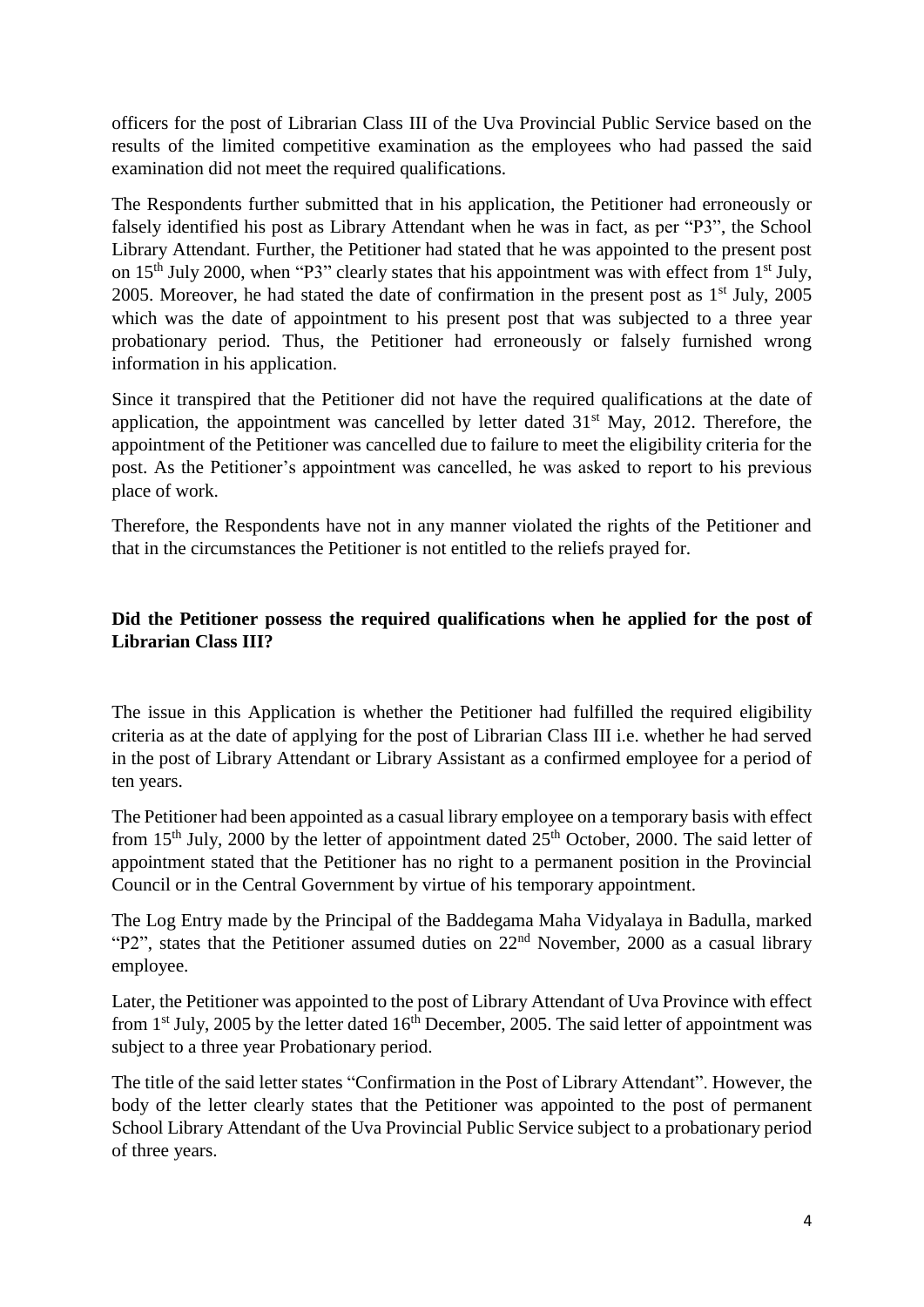officers for the post of Librarian Class III of the Uva Provincial Public Service based on the results of the limited competitive examination as the employees who had passed the said examination did not meet the required qualifications.

The Respondents further submitted that in his application, the Petitioner had erroneously or falsely identified his post as Library Attendant when he was in fact, as per "P3", the School Library Attendant. Further, the Petitioner had stated that he was appointed to the present post on 15th July 2000, when "P3" clearly states that his appointment was with effect from 1st July, 2005. Moreover, he had stated the date of confirmation in the present post as 1st July, 2005 which was the date of appointment to his present post that was subjected to a three year probationary period. Thus, the Petitioner had erroneously or falsely furnished wrong information in his application.

Since it transpired that the Petitioner did not have the required qualifications at the date of application, the appointment was cancelled by letter dated 31st May, 2012. Therefore, the appointment of the Petitioner was cancelled due to failure to meet the eligibility criteria for the post. As the Petitioner's appointment was cancelled, he was asked to report to his previous place of work.

Therefore, the Respondents have not in any manner violated the rights of the Petitioner and that in the circumstances the Petitioner is not entitled to the reliefs prayed for.

**Did the Petitioner possess the required qualifications when he applied for the post of Librarian Class III?**

The issue in this Application is whether the Petitioner had fulfilled the required eligibility criteria as at the date of applying for the post of Librarian Class III i.e. whether he had served in the post of Library Attendant or Library Assistant as a confirmed employee for a period of ten years.

The Petitioner had been appointed as a casual library employee on a temporary basis with effect from 15th July, 2000 by the letter of appointment dated 25th October, 2000. The said letter of appointment stated that the Petitioner has no right to a permanent position in the Provincial Council or in the Central Government by virtue of his temporary appointment.

The Log Entry made by the Principal of the Baddegama Maha Vidyalaya in Badulla, marked "P2", states that the Petitioner assumed duties on 22nd November, 2000 as a casual library employee.

Later, the Petitioner was appointed to the post of Library Attendant of Uva Province with effect from 1st July, 2005 by the letter dated 16th December, 2005. The said letter of appointment was subject to a three year Probationary period.

The title of the said letter states "Confirmation in the Post of Library Attendant". However, the body of the letter clearly states that the Petitioner was appointed to the post of permanent School Library Attendant of the Uva Provincial Public Service subject to a probationary period of three years.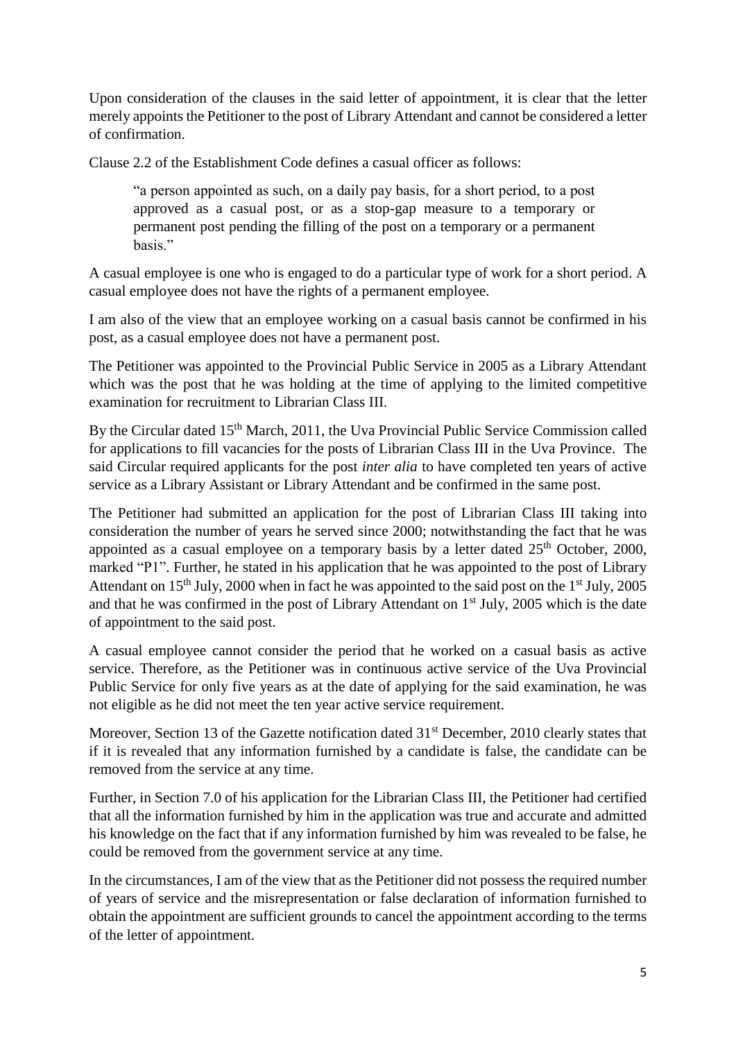Upon consideration of the clauses in the said letter of appointment, it is clear that the letter merely appoints the Petitioner to the post of Library Attendant and cannot be considered a letter of confirmation.

Clause 2.2 of the Establishment Code defines a casual officer as follows:

> "a person appointed as such, on a daily pay basis, for a short period, to a post approved as a casual post, or as a stop-gap measure to a temporary or permanent post pending the filling of the post on a temporary or a permanent basis."

A casual employee is one who is engaged to do a particular type of work for a short period. A casual employee does not have the rights of a permanent employee.

I am also of the view that an employee working on a casual basis cannot be confirmed in his post, as a casual employee does not have a permanent post.

The Petitioner was appointed to the Provincial Public Service in 2005 as a Library Attendant which was the post that he was holding at the time of applying to the limited competitive examination for recruitment to Librarian Class III.

By the Circular dated 15th March, 2011, the Uva Provincial Public Service Commission called for applications to fill vacancies for the posts of Librarian Class III in the Uva Province. The said Circular required applicants for the post *inter alia* to have completed ten years of active service as a Library Assistant or Library Attendant and be confirmed in the same post.

The Petitioner had submitted an application for the post of Librarian Class III taking into consideration the number of years he served since 2000; notwithstanding the fact that he was appointed as a casual employee on a temporary basis by a letter dated 25th October, 2000, marked "P1". Further, he stated in his application that he was appointed to the post of Library Attendant on 15th July, 2000 when in fact he was appointed to the said post on the 1st July, 2005 and that he was confirmed in the post of Library Attendant on 1st July, 2005 which is the date of appointment to the said post.

A casual employee cannot consider the period that he worked on a casual basis as active service. Therefore, as the Petitioner was in continuous active service of the Uva Provincial Public Service for only five years as at the date of applying for the said examination, he was not eligible as he did not meet the ten year active service requirement.

Moreover, Section 13 of the Gazette notification dated 31st December, 2010 clearly states that if it is revealed that any information furnished by a candidate is false, the candidate can be removed from the service at any time.

Further, in Section 7.0 of his application for the Librarian Class III, the Petitioner had certified that all the information furnished by him in the application was true and accurate and admitted his knowledge on the fact that if any information furnished by him was revealed to be false, he could be removed from the government service at any time.

In the circumstances, I am of the view that as the Petitioner did not possess the required number of years of service and the misrepresentation or false declaration of information furnished to obtain the appointment are sufficient grounds to cancel the appointment according to the terms of the letter of appointment.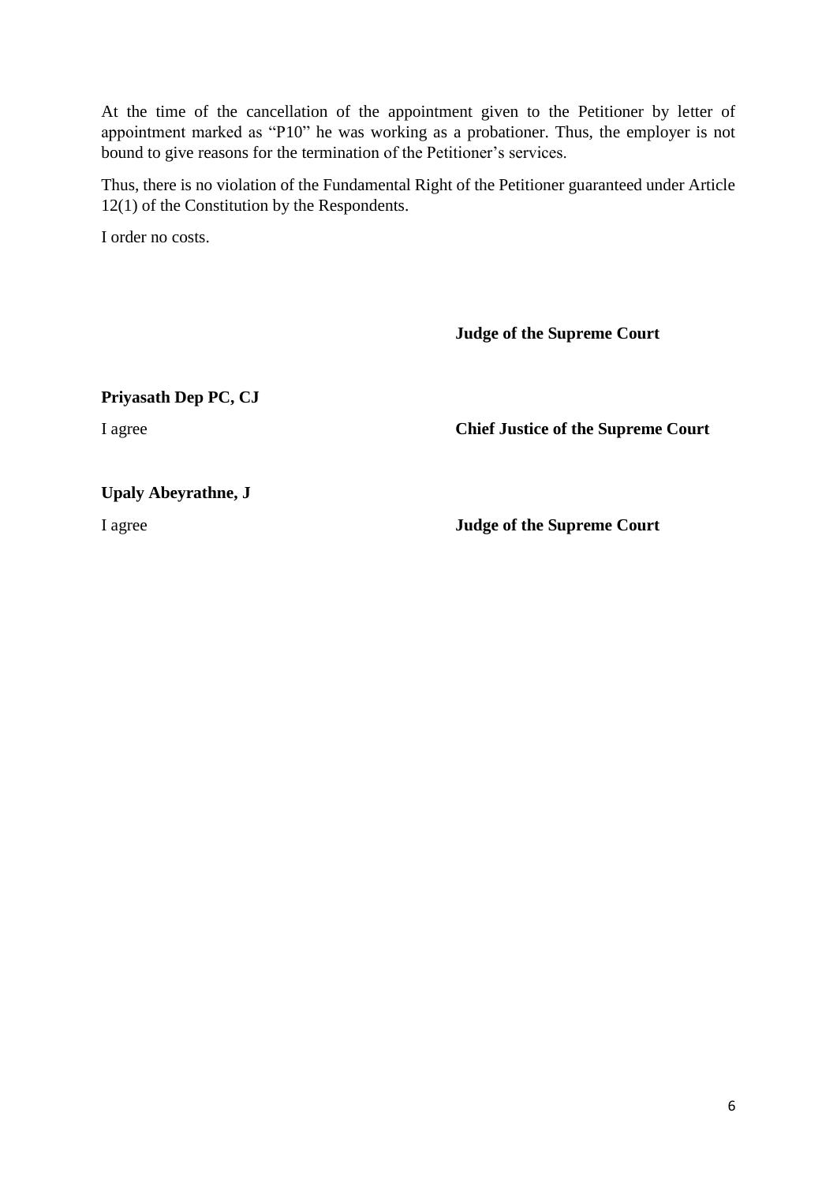At the time of the cancellation of the appointment given to the Petitioner by letter of appointment marked as "P10" he was working as a probationer. Thus, the employer is not bound to give reasons for the termination of the Petitioner's services.

Thus, there is no violation of the Fundamental Right of the Petitioner guaranteed under Article 12(1) of the Constitution by the Respondents.

I order no costs.

**Judge of the Supreme Court**

**Priyasath Dep PC, CJ**

I agree **Chief Justice of the Supreme Court**

**Upaly Abeyrathne, J**

I agree **Judge of the Supreme Court**